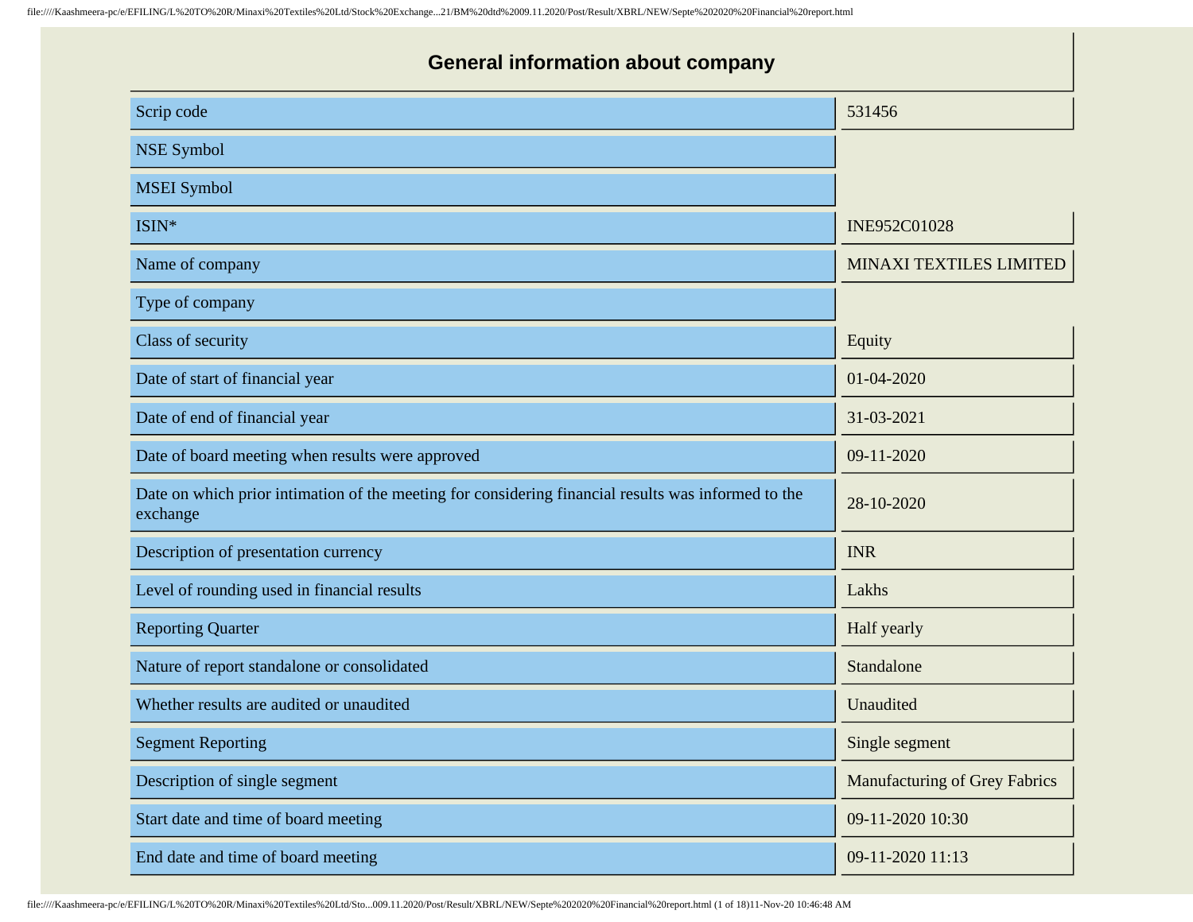## General information about company

| | |
|---|---|
| Scrip code | 531456 |
| NSE Symbol | |
| MSEI Symbol | |
| ISIN* | INE952C01028 |
| Name of company | MINAXI TEXTILES LIMITED |
| Type of company | |
| Class of security | Equity |
| Date of start of financial year | 01-04-2020 |
| Date of end of financial year | 31-03-2021 |
| Date of board meeting when results were approved | 09-11-2020 |
| Date on which prior intimation of the meeting for considering financial results was informed to the exchange | 28-10-2020 |
| Description of presentation currency | INR |
| Level of rounding used in financial results | Lakhs |
| Reporting Quarter | Half yearly |
| Nature of report standalone or consolidated | Standalone |
| Whether results are audited or unaudited | Unaudited |
| Segment Reporting | Single segment |
| Description of single segment | Manufacturing of Grey Fabrics |
| Start date and time of board meeting | 09-11-2020 10:30 |
| End date and time of board meeting | 09-11-2020 11:13 |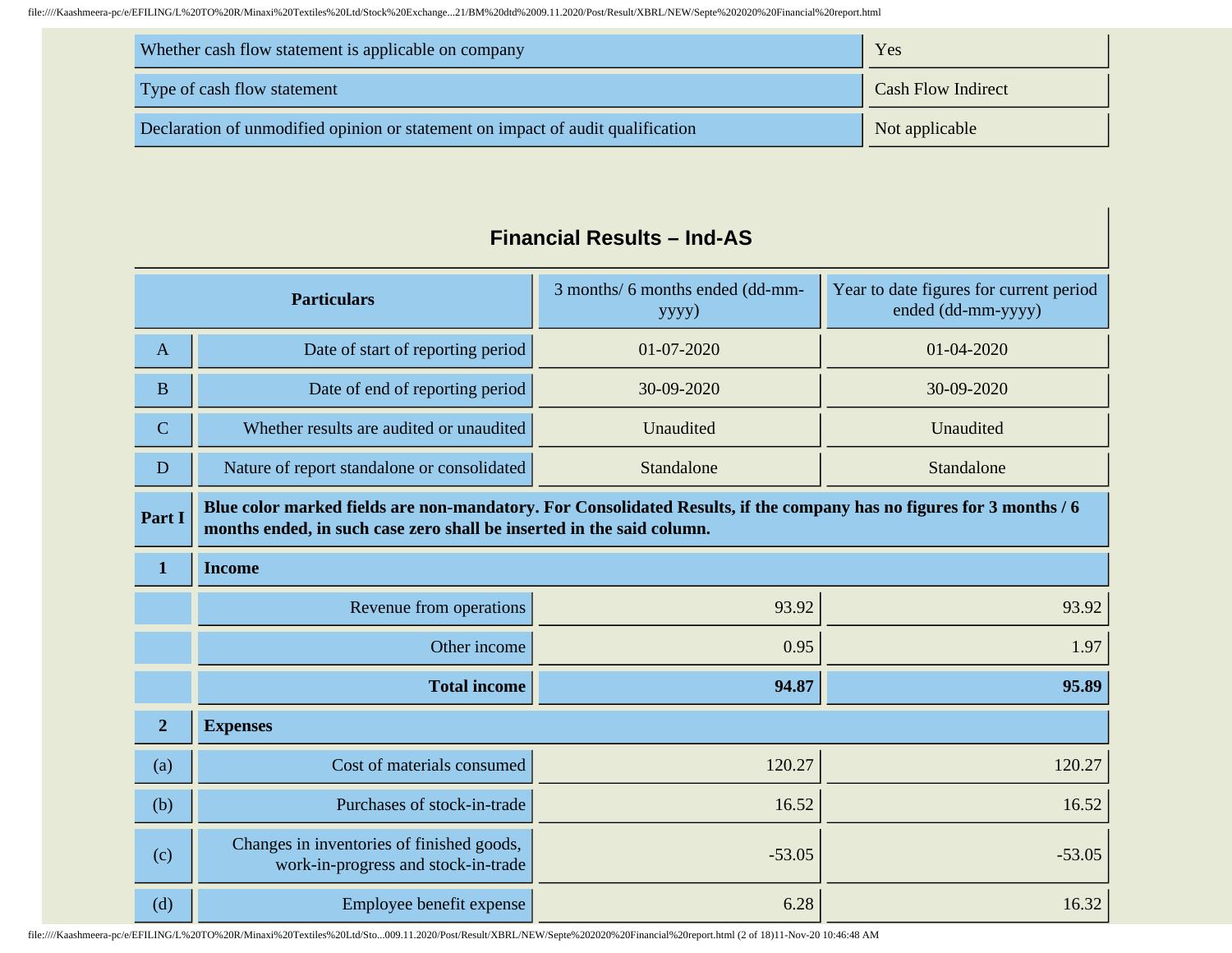| | |
|---|---|
| Whether cash flow statement is applicable on company | Yes |
| Type of cash flow statement | Cash Flow Indirect |
| Declaration of unmodified opinion or statement on impact of audit qualification | Not applicable |

## Financial Results – Ind-AS

| Particulars | | 3 months/ 6 months ended (dd-mm-yyyy) | Year to date figures for current period ended (dd-mm-yyyy) |
|---|---|---|---|
| A | Date of start of reporting period | 01-07-2020 | 01-04-2020 |
| B | Date of end of reporting period | 30-09-2020 | 30-09-2020 |
| C | Whether results are audited or unaudited | Unaudited | Unaudited |
| D | Nature of report standalone or consolidated | Standalone | Standalone |
| **Part I** | **Blue color marked fields are non-mandatory. For Consolidated Results, if the company has no figures for 3 months / 6 months ended, in such case zero shall be inserted in the said column.** | | |
| **1** | **Income** | | |
| | Revenue from operations | 93.92 | 93.92 |
| | Other income | 0.95 | 1.97 |
| | **Total income** | **94.87** | **95.89** |
| **2** | **Expenses** | | |
| (a) | Cost of materials consumed | 120.27 | 120.27 |
| (b) | Purchases of stock-in-trade | 16.52 | 16.52 |
| (c) | Changes in inventories of finished goods, work-in-progress and stock-in-trade | -53.05 | -53.05 |
| (d) | Employee benefit expense | 6.28 | 16.32 |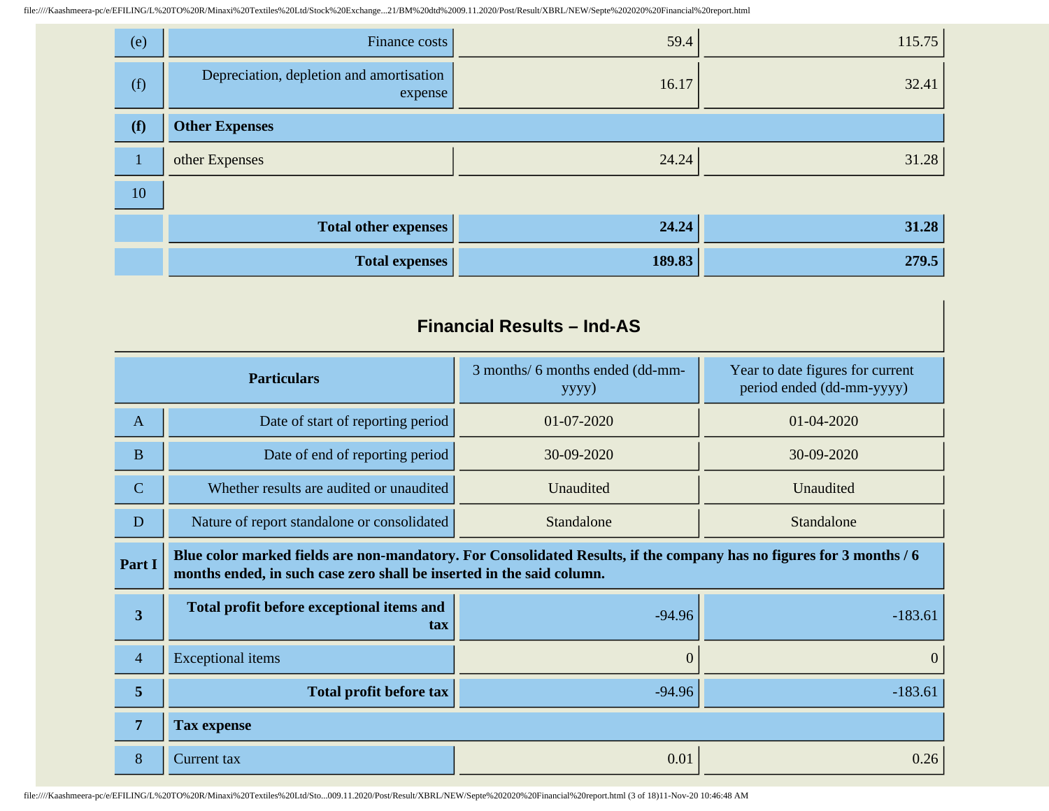| | | | |
|---|---|---|---|
| (e) | Finance costs | 59.4 | 115.75 |
| (f) | Depreciation, depletion and amortisation expense | 16.17 | 32.41 |
| **(f)** | **Other Expenses** | | |
| 1 | other Expenses | 24.24 | 31.28 |
| 10 | | | |
| | **Total other expenses** | **24.24** | **31.28** |
| | **Total expenses** | **189.83** | **279.5** |

## Financial Results – Ind-AS

| | Particulars | 3 months/ 6 months ended (dd-mm-yyyy) | Year to date figures for current period ended (dd-mm-yyyy) |
|---|---|---|---|
| A | Date of start of reporting period | 01-07-2020 | 01-04-2020 |
| B | Date of end of reporting period | 30-09-2020 | 30-09-2020 |
| C | Whether results are audited or unaudited | Unaudited | Unaudited |
| D | Nature of report standalone or consolidated | Standalone | Standalone |
| **Part I** | **Blue color marked fields are non-mandatory. For Consolidated Results, if the company has no figures for 3 months / 6 months ended, in such case zero shall be inserted in the said column.** | | |
| **3** | **Total profit before exceptional items and tax** | -94.96 | -183.61 |
| 4 | Exceptional items | 0 | 0 |
| **5** | **Total profit before tax** | -94.96 | -183.61 |
| **7** | **Tax expense** | | |
| 8 | Current tax | 0.01 | 0.26 |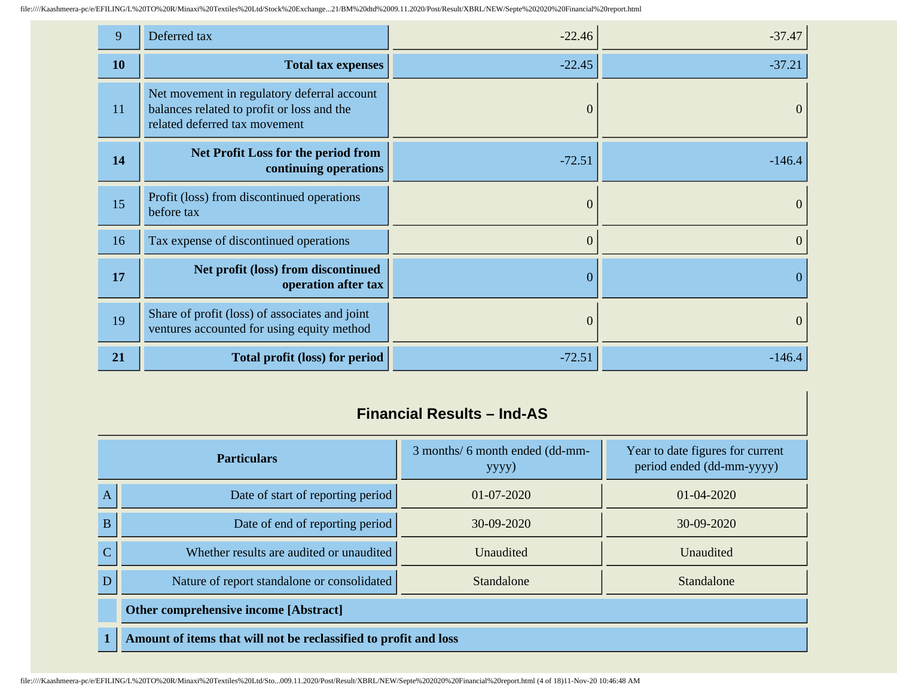| | | | |
|---|---|---|---|
| 9 | Deferred tax | -22.46 | -37.47 |
| **10** | **Total tax expenses** | -22.45 | -37.21 |
| 11 | Net movement in regulatory deferral account balances related to profit or loss and the related deferred tax movement | 0 | 0 |
| **14** | **Net Profit Loss for the period from continuing operations** | -72.51 | -146.4 |
| 15 | Profit (loss) from discontinued operations before tax | 0 | 0 |
| 16 | Tax expense of discontinued operations | 0 | 0 |
| **17** | **Net profit (loss) from discontinued operation after tax** | 0 | 0 |
| 19 | Share of profit (loss) of associates and joint ventures accounted for using equity method | 0 | 0 |
| **21** | **Total profit (loss) for period** | -72.51 | -146.4 |

## Financial Results – Ind-AS

| | **Particulars** | 3 months/ 6 month ended (dd-mm-yyyy) | Year to date figures for current period ended (dd-mm-yyyy) |
|---|---|---|---|
| A | Date of start of reporting period | 01-07-2020 | 01-04-2020 |
| B | Date of end of reporting period | 30-09-2020 | 30-09-2020 |
| C | Whether results are audited or unaudited | Unaudited | Unaudited |
| D | Nature of report standalone or consolidated | Standalone | Standalone |
| | **Other comprehensive income [Abstract]** | | |
| **1** | **Amount of items that will not be reclassified to profit and loss** | | |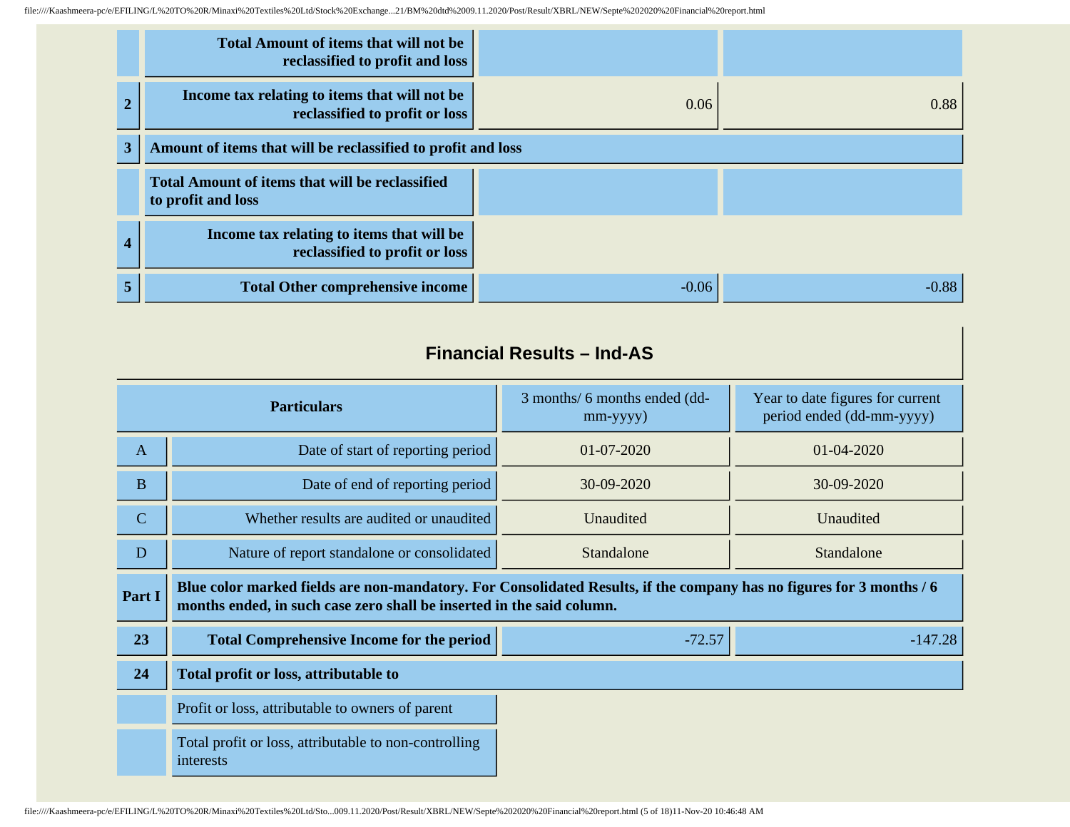| | | | |
|---|---|---|---|
| | **Total Amount of items that will not be reclassified to profit and loss** | | |
| **2** | **Income tax relating to items that will not be reclassified to profit or loss** | 0.06 | 0.88 |
| **3** | **Amount of items that will be reclassified to profit and loss** | | |
| | **Total Amount of items that will be reclassified to profit and loss** | | |
| **4** | **Income tax relating to items that will be reclassified to profit or loss** | | |
| **5** | **Total Other comprehensive income** | -0.06 | -0.88 |

## Financial Results – Ind-AS

| Particulars | | 3 months/ 6 months ended (dd-mm-yyyy) | Year to date figures for current period ended (dd-mm-yyyy) |
|---|---|---|---|
| A | Date of start of reporting period | 01-07-2020 | 01-04-2020 |
| B | Date of end of reporting period | 30-09-2020 | 30-09-2020 |
| C | Whether results are audited or unaudited | Unaudited | Unaudited |
| D | Nature of report standalone or consolidated | Standalone | Standalone |
| **Part I** | **Blue color marked fields are non-mandatory. For Consolidated Results, if the company has no figures for 3 months / 6 months ended, in such case zero shall be inserted in the said column.** | | |
| **23** | **Total Comprehensive Income for the period** | -72.57 | -147.28 |
| **24** | **Total profit or loss, attributable to** | | |
| | Profit or loss, attributable to owners of parent | | |
| | Total profit or loss, attributable to non-controlling interests | | |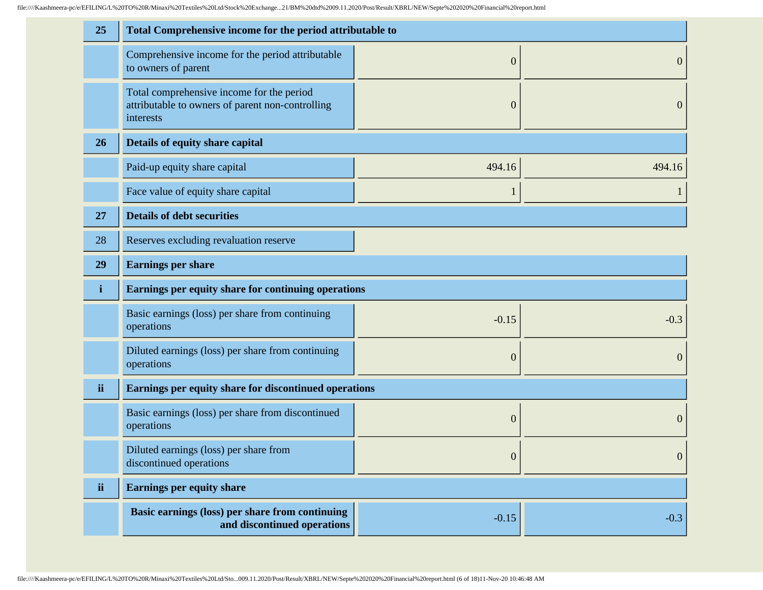| | | | |
|---|---|---|---|
| **25** | **Total Comprehensive income for the period attributable to** | | |
| | Comprehensive income for the period attributable to owners of parent | 0 | 0 |
| | Total comprehensive income for the period attributable to owners of parent non-controlling interests | 0 | 0 |
| **26** | **Details of equity share capital** | | |
| | Paid-up equity share capital | 494.16 | 494.16 |
| | Face value of equity share capital | 1 | 1 |
| **27** | **Details of debt securities** | | |
| 28 | Reserves excluding revaluation reserve | | |
| **29** | **Earnings per share** | | |
| **i** | **Earnings per equity share for continuing operations** | | |
| | Basic earnings (loss) per share from continuing operations | -0.15 | -0.3 |
| | Diluted earnings (loss) per share from continuing operations | 0 | 0 |
| **ii** | **Earnings per equity share for discontinued operations** | | |
| | Basic earnings (loss) per share from discontinued operations | 0 | 0 |
| | Diluted earnings (loss) per share from discontinued operations | 0 | 0 |
| **ii** | **Earnings per equity share** | | |
| | **Basic earnings (loss) per share from continuing and discontinued operations** | -0.15 | -0.3 |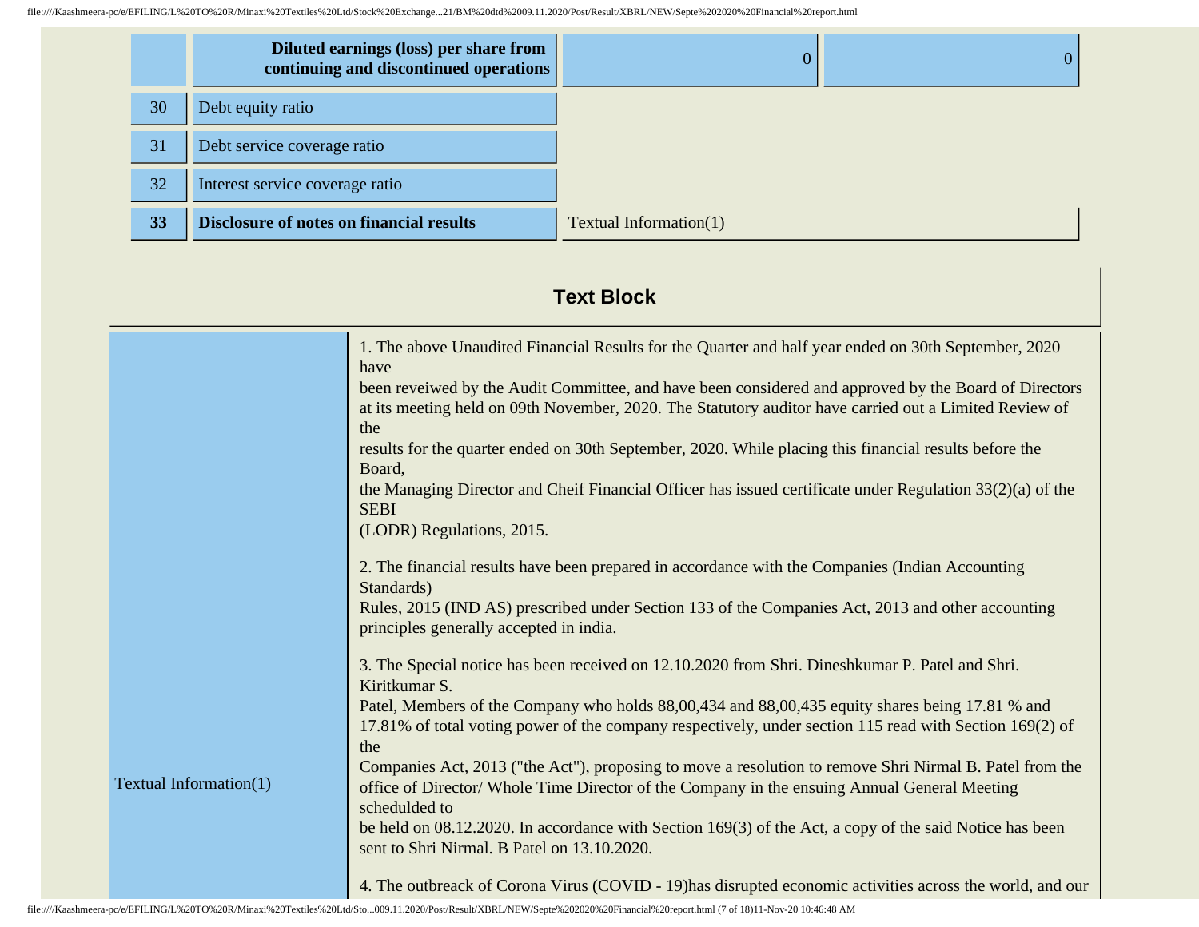| | | | |
|---|---|---|---|
| | **Diluted earnings (loss) per share from continuing and discontinued operations** | 0 | 0 |
| 30 | Debt equity ratio | | |
| 31 | Debt service coverage ratio | | |
| 32 | Interest service coverage ratio | | |
| **33** | **Disclosure of notes on financial results** | Textual Information(1) | |

## Text Block

| | |
|---|---|
| Textual Information(1) | 1. The above Unaudited Financial Results for the Quarter and half year ended on 30th September, 2020 have been reveiwed by the Audit Committee, and have been considered and approved by the Board of Directors at its meeting held on 09th November, 2020. The Statutory auditor have carried out a Limited Review of the results for the quarter ended on 30th September, 2020. While placing this financial results before the Board, the Managing Director and Cheif Financial Officer has issued certificate under Regulation 33(2)(a) of the SEBI (LODR) Regulations, 2015.<br><br>2. The financial results have been prepared in accordance with the Companies (Indian Accounting Standards) Rules, 2015 (IND AS) prescribed under Section 133 of the Companies Act, 2013 and other accounting principles generally accepted in india.<br><br>3. The Special notice has been received on 12.10.2020 from Shri. Dineshkumar P. Patel and Shri. Kiritkumar S. Patel, Members of the Company who holds 88,00,434 and 88,00,435 equity shares being 17.81 % and 17.81% of total voting power of the company respectively, under section 115 read with Section 169(2) of the Companies Act, 2013 ("the Act"), proposing to move a resolution to remove Shri Nirmal B. Patel from the office of Director/ Whole Time Director of the Company in the ensuing Annual General Meeting schedulded to be held on 08.12.2020. In accordance with Section 169(3) of the Act, a copy of the said Notice has been sent to Shri Nirmal. B Patel on 13.10.2020.<br><br>4. The outbreack of Corona Virus (COVID - 19)has disrupted economic activities across the world, and our |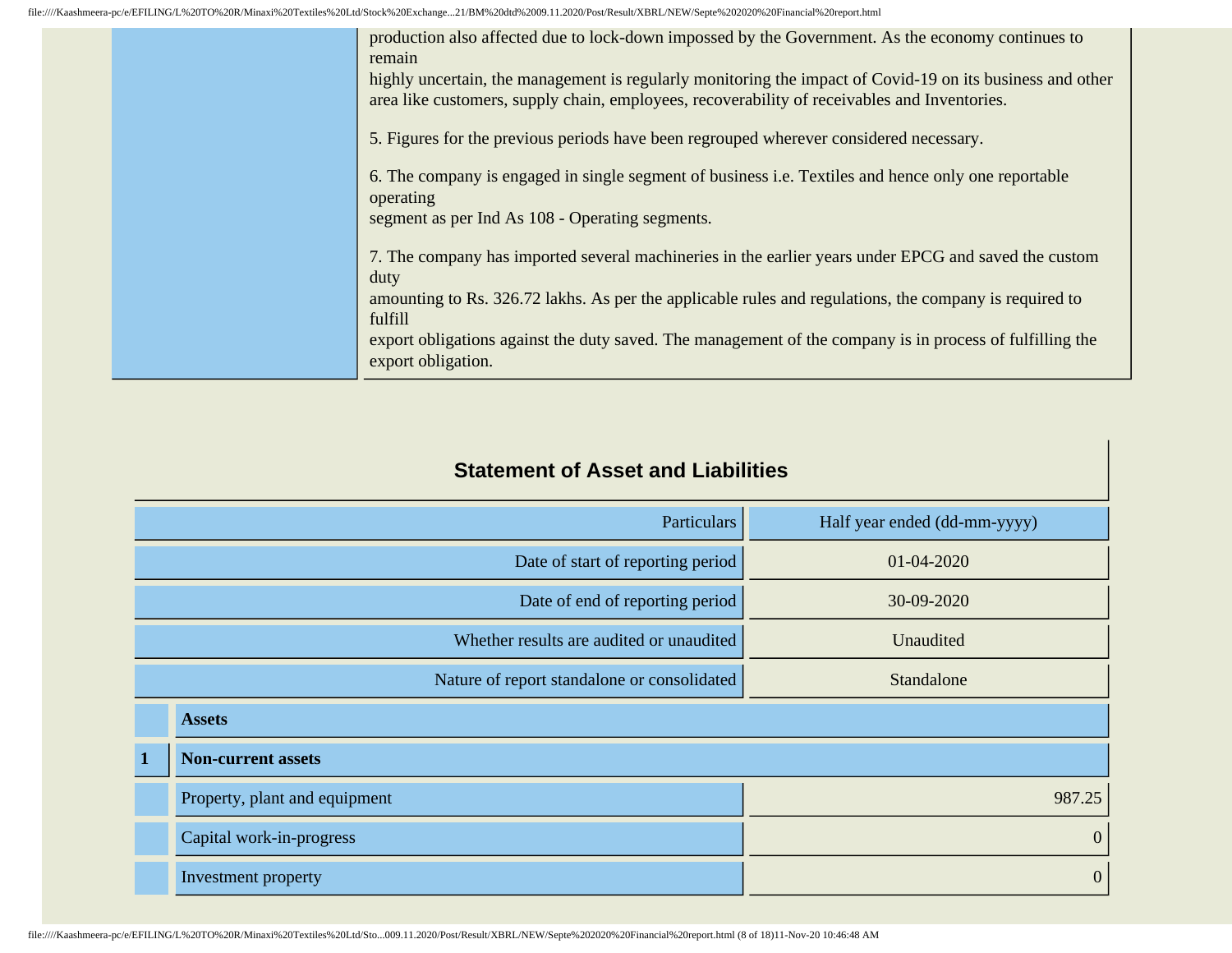production also affected due to lock-down impossed by the Government. As the economy continues to remain
highly uncertain, the management is regularly monitoring the impact of Covid-19 on its business and other area like customers, supply chain, employees, recoverability of receivables and Inventories.

5. Figures for the previous periods have been regrouped wherever considered necessary.

6. The company is engaged in single segment of business i.e. Textiles and hence only one reportable operating
segment as per Ind As 108 - Operating segments.

7. The company has imported several machineries in the earlier years under EPCG and saved the custom duty
amounting to Rs. 326.72 lakhs. As per the applicable rules and regulations, the company is required to fulfill
export obligations against the duty saved. The management of the company is in process of fulfilling the export obligation.

## Statement of Asset and Liabilities

| | Particulars | Half year ended (dd-mm-yyyy) |
|---|---|---|
| | Date of start of reporting period | 01-04-2020 |
| | Date of end of reporting period | 30-09-2020 |
| | Whether results are audited or unaudited | Unaudited |
| | Nature of report standalone or consolidated | Standalone |
| | **Assets** | |
| **1** | **Non-current assets** | |
| | Property, plant and equipment | 987.25 |
| | Capital work-in-progress | 0 |
| | Investment property | 0 |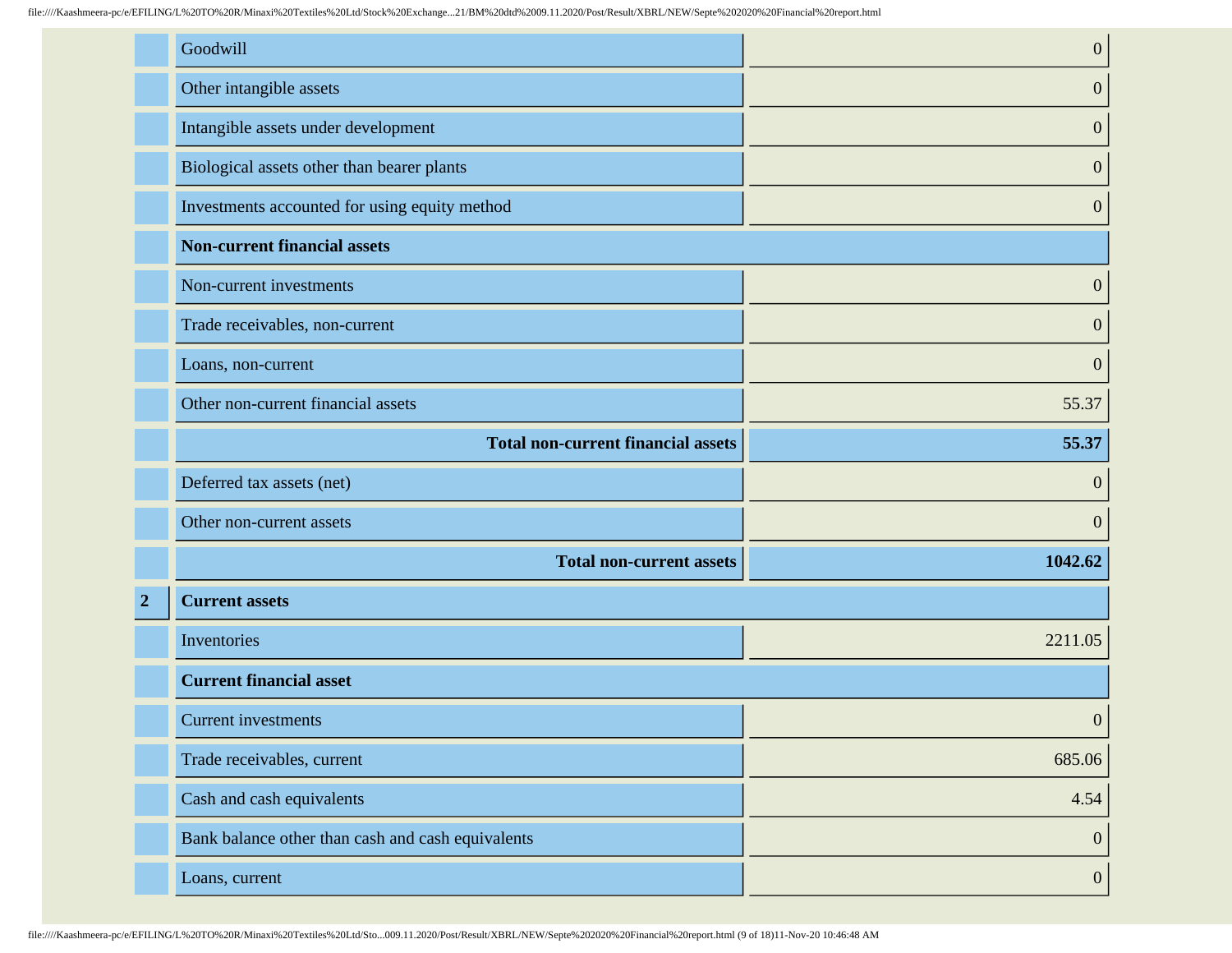| | | |
|---|---|---|
| | Goodwill | 0 |
| | Other intangible assets | 0 |
| | Intangible assets under development | 0 |
| | Biological assets other than bearer plants | 0 |
| | Investments accounted for using equity method | 0 |
| | **Non-current financial assets** | |
| | Non-current investments | 0 |
| | Trade receivables, non-current | 0 |
| | Loans, non-current | 0 |
| | Other non-current financial assets | 55.37 |
| | **Total non-current financial assets** | **55.37** |
| | Deferred tax assets (net) | 0 |
| | Other non-current assets | 0 |
| | **Total non-current assets** | **1042.62** |
| **2** | **Current assets** | |
| | Inventories | 2211.05 |
| | **Current financial asset** | |
| | Current investments | 0 |
| | Trade receivables, current | 685.06 |
| | Cash and cash equivalents | 4.54 |
| | Bank balance other than cash and cash equivalents | 0 |
| | Loans, current | 0 |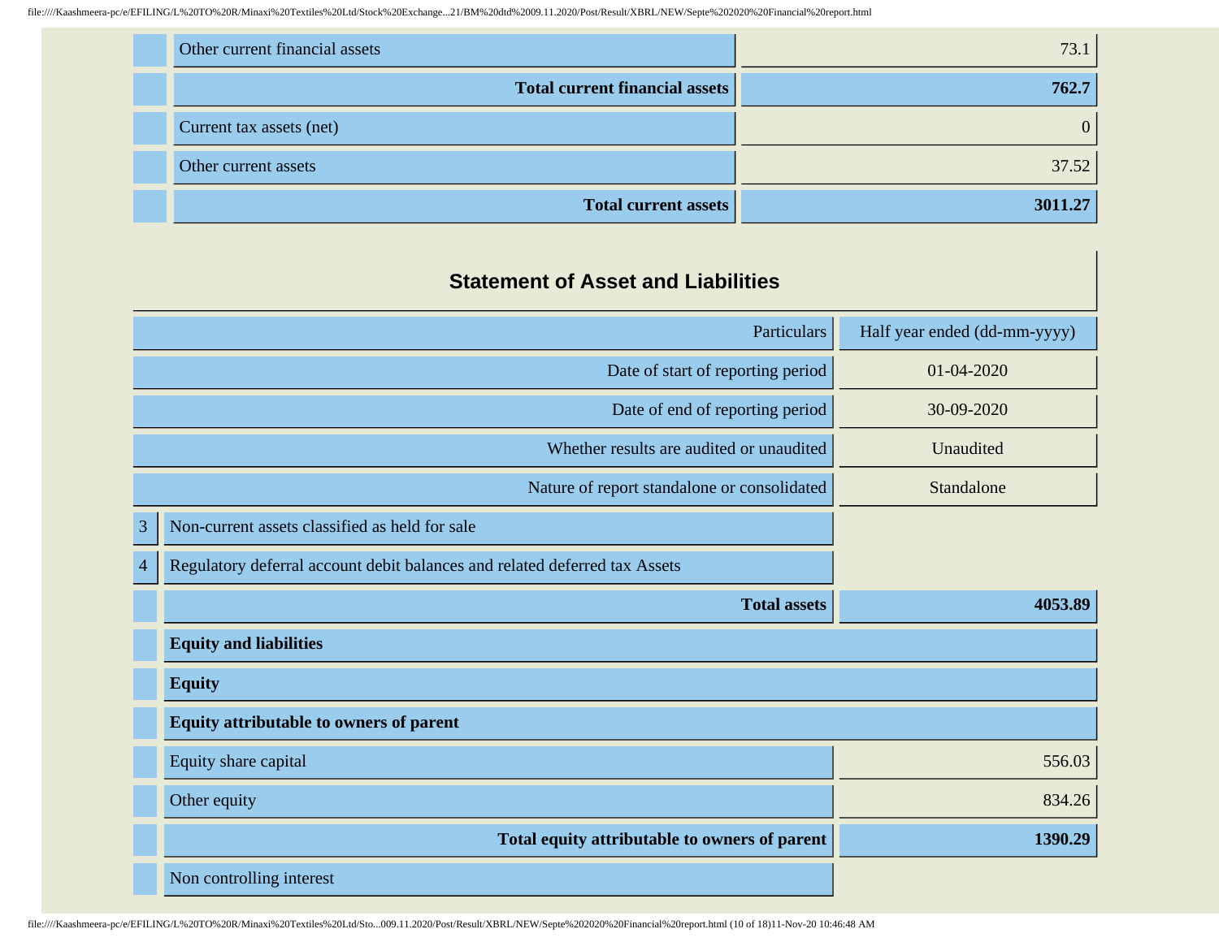| | | |
|---|---|---|
| | Other current financial assets | 73.1 |
| | **Total current financial assets** | **762.7** |
| | Current tax assets (net) | 0 |
| | Other current assets | 37.52 |
| | **Total current assets** | **3011.27** |

## Statement of Asset and Liabilities

| | Particulars | Half year ended (dd-mm-yyyy) |
|---|---|---|
| | Date of start of reporting period | 01-04-2020 |
| | Date of end of reporting period | 30-09-2020 |
| | Whether results are audited or unaudited | Unaudited |
| | Nature of report standalone or consolidated | Standalone |
| 3 | Non-current assets classified as held for sale | |
| 4 | Regulatory deferral account debit balances and related deferred tax Assets | |
| | **Total assets** | **4053.89** |
| | **Equity and liabilities** | |
| | **Equity** | |
| | **Equity attributable to owners of parent** | |
| | Equity share capital | 556.03 |
| | Other equity | 834.26 |
| | **Total equity attributable to owners of parent** | **1390.29** |
| | Non controlling interest | |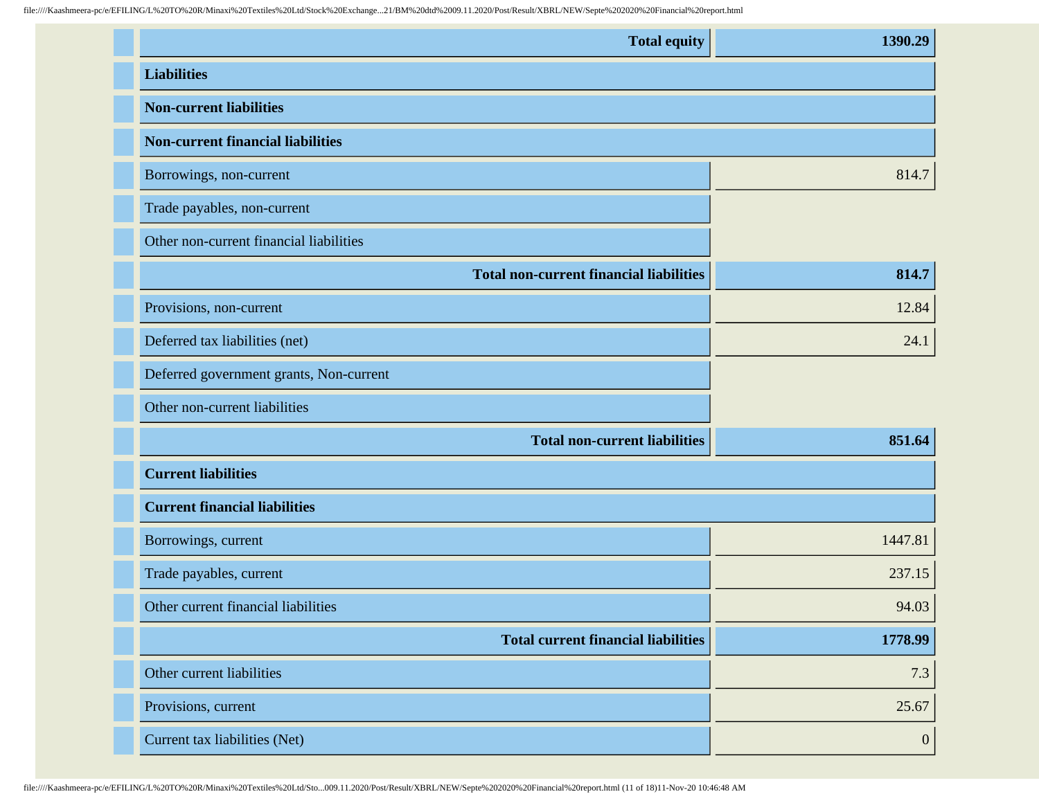| | |
|---|---|
| **Total equity** | **1390.29** |
| **Liabilities** | |
| **Non-current liabilities** | |
| **Non-current financial liabilities** | |
| Borrowings, non-current | 814.7 |
| Trade payables, non-current | |
| Other non-current financial liabilities | |
| **Total non-current financial liabilities** | **814.7** |
| Provisions, non-current | 12.84 |
| Deferred tax liabilities (net) | 24.1 |
| Deferred government grants, Non-current | |
| Other non-current liabilities | |
| **Total non-current liabilities** | **851.64** |
| **Current liabilities** | |
| **Current financial liabilities** | |
| Borrowings, current | 1447.81 |
| Trade payables, current | 237.15 |
| Other current financial liabilities | 94.03 |
| **Total current financial liabilities** | **1778.99** |
| Other current liabilities | 7.3 |
| Provisions, current | 25.67 |
| Current tax liabilities (Net) | 0 |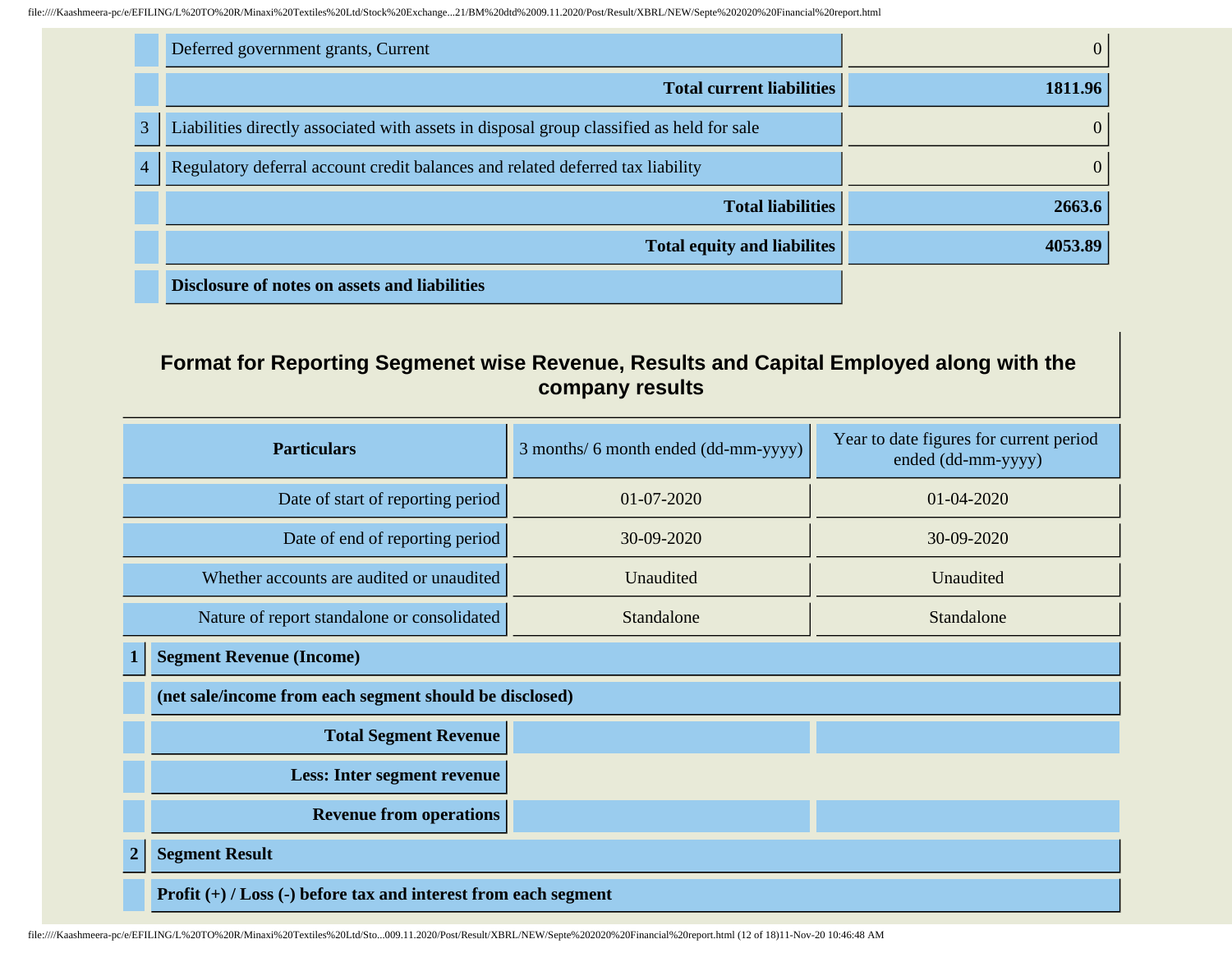| | | |
|---|---|---|
| | Deferred government grants, Current | 0 |
| | **Total current liabilities** | **1811.96** |
| 3 | Liabilities directly associated with assets in disposal group classified as held for sale | 0 |
| 4 | Regulatory deferral account credit balances and related deferred tax liability | 0 |
| | **Total liabilities** | **2663.6** |
| | **Total equity and liabilites** | **4053.89** |
| | **Disclosure of notes on assets and liabilities** | |

## Format for Reporting Segmenet wise Revenue, Results and Capital Employed along with the company results

| | Particulars | 3 months/ 6 month ended (dd-mm-yyyy) | Year to date figures for current period ended (dd-mm-yyyy) |
|---|---|---|---|
| | Date of start of reporting period | 01-07-2020 | 01-04-2020 |
| | Date of end of reporting period | 30-09-2020 | 30-09-2020 |
| | Whether accounts are audited or unaudited | Unaudited | Unaudited |
| | Nature of report standalone or consolidated | Standalone | Standalone |
| 1 | **Segment Revenue (Income)** | | |
| | **(net sale/income from each segment should be disclosed)** | | |
| | **Total Segment Revenue** | | |
| | **Less: Inter segment revenue** | | |
| | **Revenue from operations** | | |
| 2 | **Segment Result** | | |
| | **Profit (+) / Loss (-) before tax and interest from each segment** | | |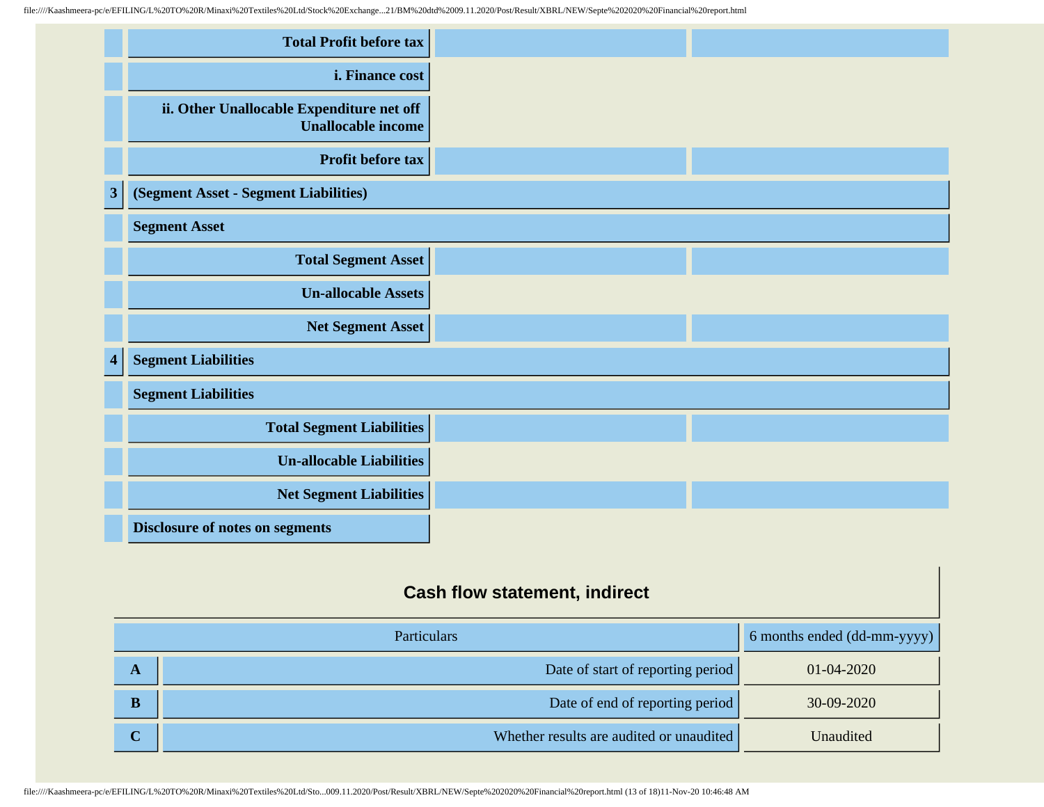| | | | |
|---|---|---|---|
| | **Total Profit before tax** | | |
| | **i. Finance cost** | | |
| | **ii. Other Unallocable Expenditure net off Unallocable income** | | |
| | **Profit before tax** | | |
| **3** | **(Segment Asset - Segment Liabilities)** | | |
| | **Segment Asset** | | |
| | **Total Segment Asset** | | |
| | **Un-allocable Assets** | | |
| | **Net Segment Asset** | | |
| **4** | **Segment Liabilities** | | |
| | **Segment Liabilities** | | |
| | **Total Segment Liabilities** | | |
| | **Un-allocable Liabilities** | | |
| | **Net Segment Liabilities** | | |
| | **Disclosure of notes on segments** | | |

## Cash flow statement, indirect

| | Particulars | 6 months ended (dd-mm-yyyy) |
|---|---|---|
| **A** | Date of start of reporting period | 01-04-2020 |
| **B** | Date of end of reporting period | 30-09-2020 |
| **C** | Whether results are audited or unaudited | Unaudited |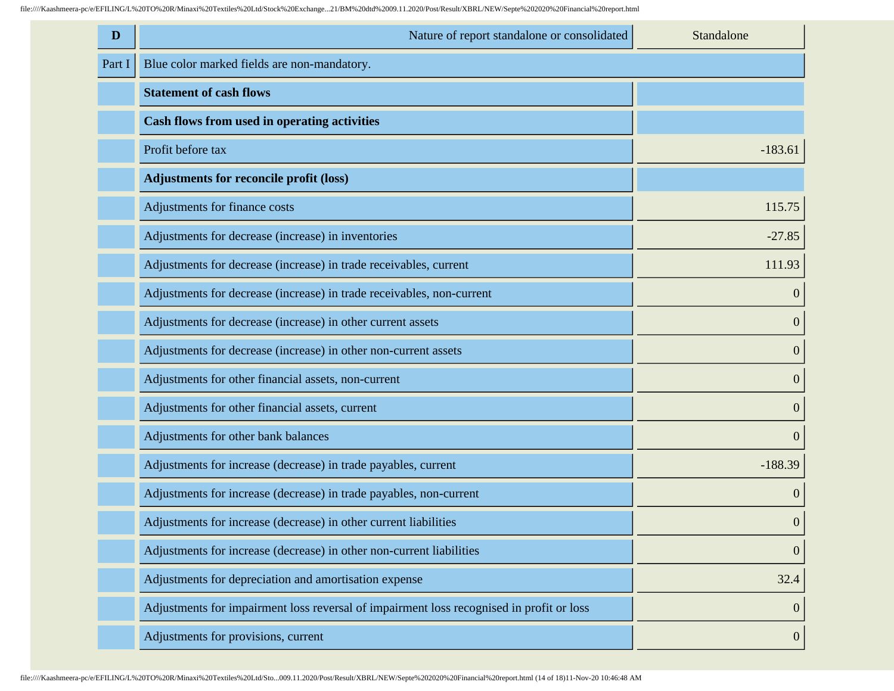| D | Nature of report standalone or consolidated | Standalone |
|---|---|---|
| Part I | Blue color marked fields are non-mandatory. | |
| | **Statement of cash flows** | |
| | **Cash flows from used in operating activities** | |
| | Profit before tax | -183.61 |
| | **Adjustments for reconcile profit (loss)** | |
| | Adjustments for finance costs | 115.75 |
| | Adjustments for decrease (increase) in inventories | -27.85 |
| | Adjustments for decrease (increase) in trade receivables, current | 111.93 |
| | Adjustments for decrease (increase) in trade receivables, non-current | 0 |
| | Adjustments for decrease (increase) in other current assets | 0 |
| | Adjustments for decrease (increase) in other non-current assets | 0 |
| | Adjustments for other financial assets, non-current | 0 |
| | Adjustments for other financial assets, current | 0 |
| | Adjustments for other bank balances | 0 |
| | Adjustments for increase (decrease) in trade payables, current | -188.39 |
| | Adjustments for increase (decrease) in trade payables, non-current | 0 |
| | Adjustments for increase (decrease) in other current liabilities | 0 |
| | Adjustments for increase (decrease) in other non-current liabilities | 0 |
| | Adjustments for depreciation and amortisation expense | 32.4 |
| | Adjustments for impairment loss reversal of impairment loss recognised in profit or loss | 0 |
| | Adjustments for provisions, current | 0 |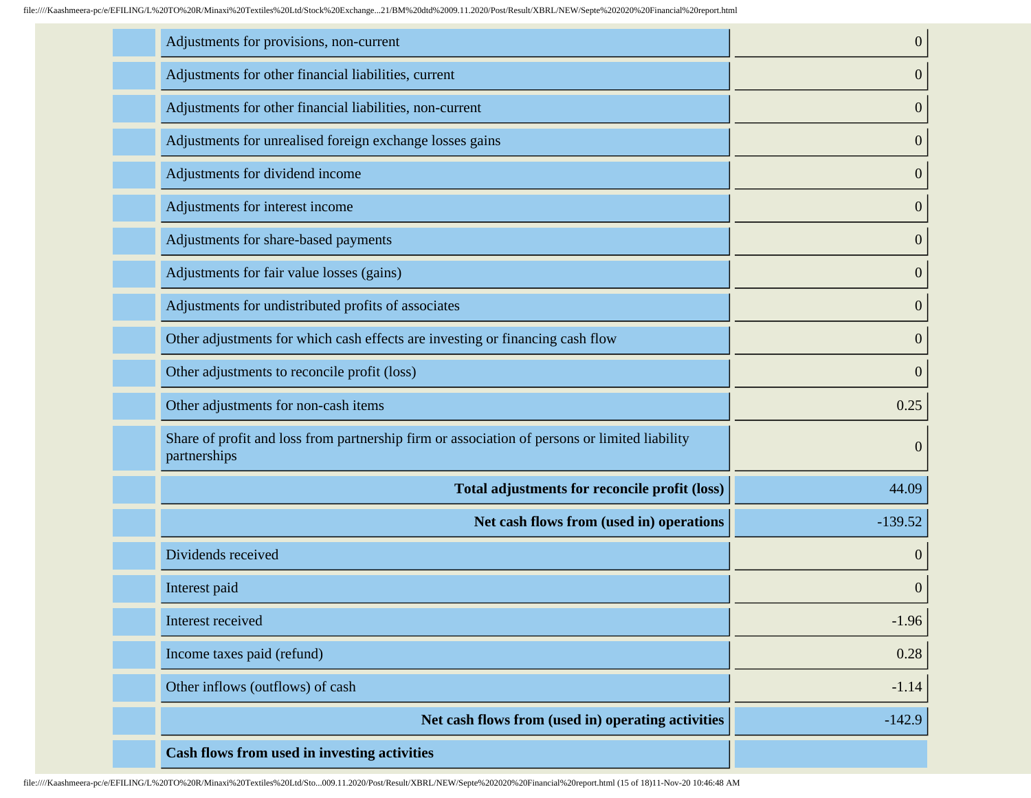| | |
|---|---|
| Adjustments for provisions, non-current | 0 |
| Adjustments for other financial liabilities, current | 0 |
| Adjustments for other financial liabilities, non-current | 0 |
| Adjustments for unrealised foreign exchange losses gains | 0 |
| Adjustments for dividend income | 0 |
| Adjustments for interest income | 0 |
| Adjustments for share-based payments | 0 |
| Adjustments for fair value losses (gains) | 0 |
| Adjustments for undistributed profits of associates | 0 |
| Other adjustments for which cash effects are investing or financing cash flow | 0 |
| Other adjustments to reconcile profit (loss) | 0 |
| Other adjustments for non-cash items | 0.25 |
| Share of profit and loss from partnership firm or association of persons or limited liability partnerships | 0 |
| **Total adjustments for reconcile profit (loss)** | 44.09 |
| **Net cash flows from (used in) operations** | -139.52 |
| Dividends received | 0 |
| Interest paid | 0 |
| Interest received | -1.96 |
| Income taxes paid (refund) | 0.28 |
| Other inflows (outflows) of cash | -1.14 |
| **Net cash flows from (used in) operating activities** | -142.9 |
| **Cash flows from used in investing activities** | |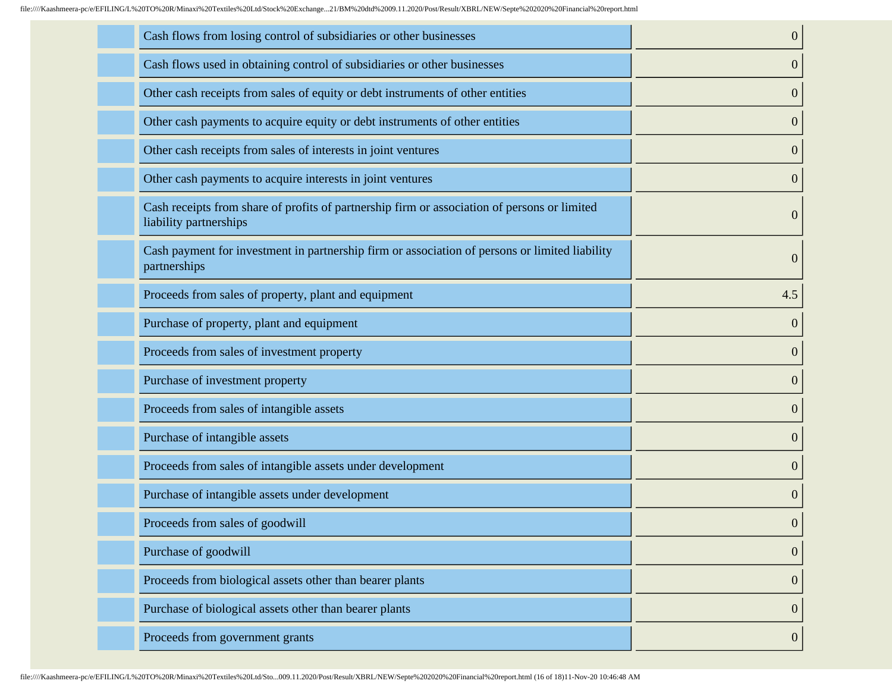| | | |
|---|---|---|
| | Cash flows from losing control of subsidiaries or other businesses | 0 |
| | Cash flows used in obtaining control of subsidiaries or other businesses | 0 |
| | Other cash receipts from sales of equity or debt instruments of other entities | 0 |
| | Other cash payments to acquire equity or debt instruments of other entities | 0 |
| | Other cash receipts from sales of interests in joint ventures | 0 |
| | Other cash payments to acquire interests in joint ventures | 0 |
| | Cash receipts from share of profits of partnership firm or association of persons or limited liability partnerships | 0 |
| | Cash payment for investment in partnership firm or association of persons or limited liability partnerships | 0 |
| | Proceeds from sales of property, plant and equipment | 4.5 |
| | Purchase of property, plant and equipment | 0 |
| | Proceeds from sales of investment property | 0 |
| | Purchase of investment property | 0 |
| | Proceeds from sales of intangible assets | 0 |
| | Purchase of intangible assets | 0 |
| | Proceeds from sales of intangible assets under development | 0 |
| | Purchase of intangible assets under development | 0 |
| | Proceeds from sales of goodwill | 0 |
| | Purchase of goodwill | 0 |
| | Proceeds from biological assets other than bearer plants | 0 |
| | Purchase of biological assets other than bearer plants | 0 |
| | Proceeds from government grants | 0 |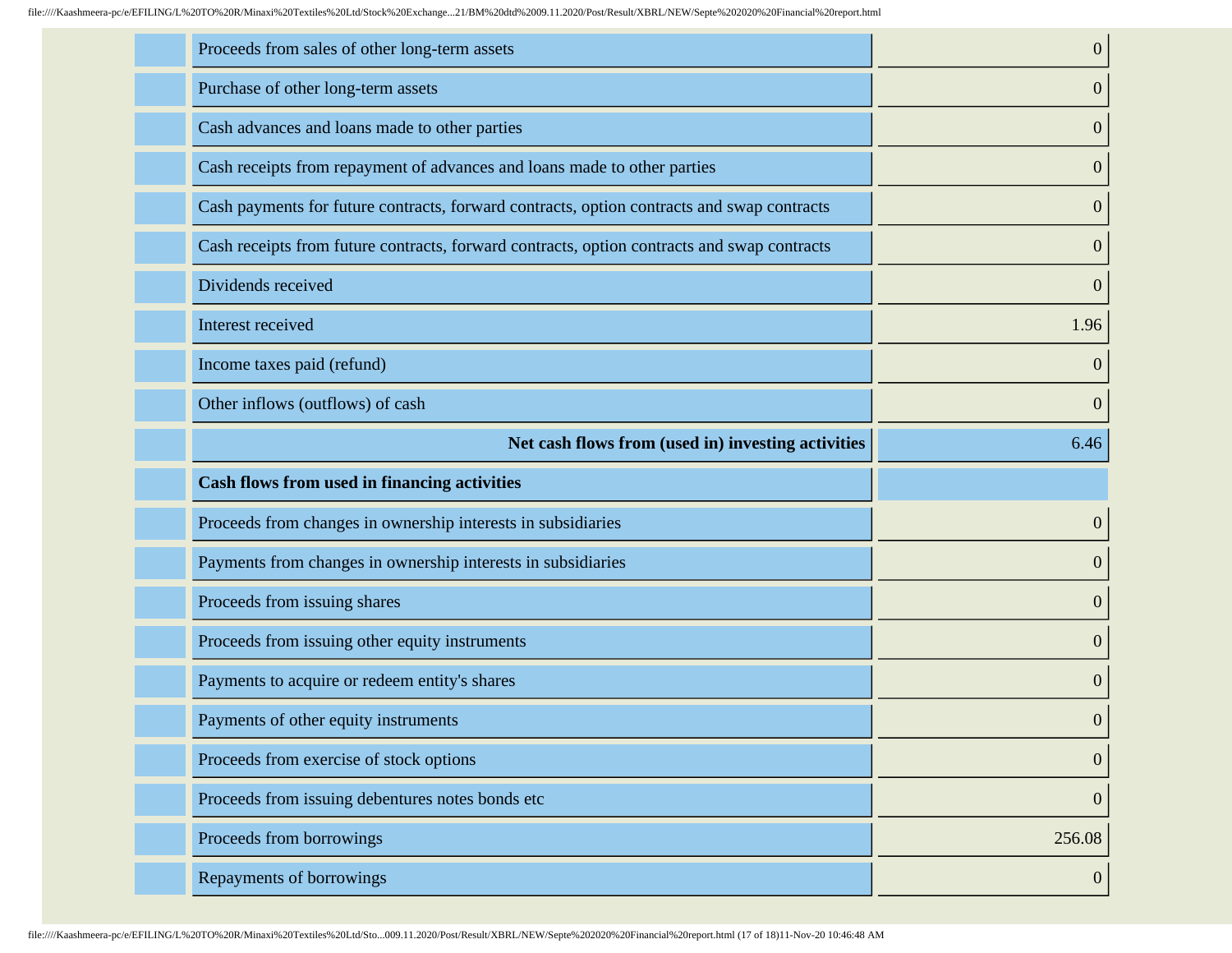| | |
|---|---|
| Proceeds from sales of other long-term assets | 0 |
| Purchase of other long-term assets | 0 |
| Cash advances and loans made to other parties | 0 |
| Cash receipts from repayment of advances and loans made to other parties | 0 |
| Cash payments for future contracts, forward contracts, option contracts and swap contracts | 0 |
| Cash receipts from future contracts, forward contracts, option contracts and swap contracts | 0 |
| Dividends received | 0 |
| Interest received | 1.96 |
| Income taxes paid (refund) | 0 |
| Other inflows (outflows) of cash | 0 |
| **Net cash flows from (used in) investing activities** | 6.46 |
| **Cash flows from used in financing activities** | |
| Proceeds from changes in ownership interests in subsidiaries | 0 |
| Payments from changes in ownership interests in subsidiaries | 0 |
| Proceeds from issuing shares | 0 |
| Proceeds from issuing other equity instruments | 0 |
| Payments to acquire or redeem entity's shares | 0 |
| Payments of other equity instruments | 0 |
| Proceeds from exercise of stock options | 0 |
| Proceeds from issuing debentures notes bonds etc | 0 |
| Proceeds from borrowings | 256.08 |
| Repayments of borrowings | 0 |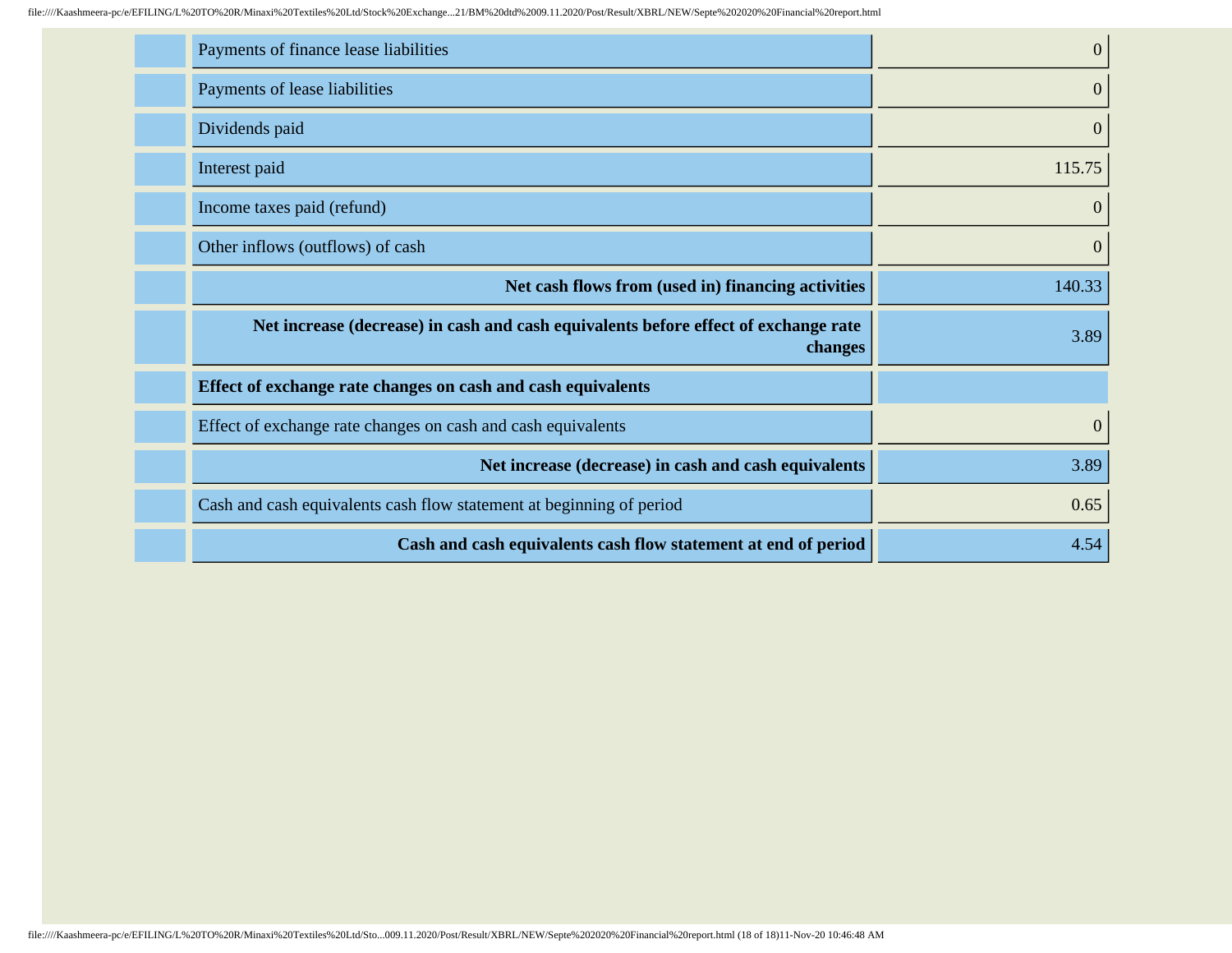| | | |
|---|---|---|
| | Payments of finance lease liabilities | 0 |
| | Payments of lease liabilities | 0 |
| | Dividends paid | 0 |
| | Interest paid | 115.75 |
| | Income taxes paid (refund) | 0 |
| | Other inflows (outflows) of cash | 0 |
| | **Net cash flows from (used in) financing activities** | 140.33 |
| | **Net increase (decrease) in cash and cash equivalents before effect of exchange rate changes** | 3.89 |
| | **Effect of exchange rate changes on cash and cash equivalents** | |
| | Effect of exchange rate changes on cash and cash equivalents | 0 |
| | **Net increase (decrease) in cash and cash equivalents** | 3.89 |
| | Cash and cash equivalents cash flow statement at beginning of period | 0.65 |
| | **Cash and cash equivalents cash flow statement at end of period** | 4.54 |